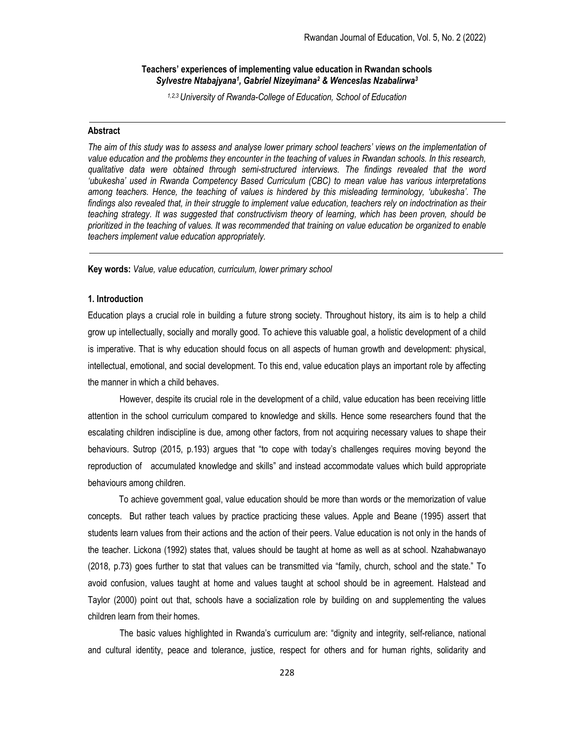# Teachers' experiences of implementing value education in Rwandan schools

***Sylvestre Ntabajyana[1], Gabriel Nizeyimana[2] & Wenceslas Nzabalirwa[3]***

*[1,2,3] University of Rwanda-College of Education, School of Education*

---

### Abstract

*The aim of this study was to assess and analyse lower primary school teachers' views on the implementation of value education and the problems they encounter in the teaching of values in Rwandan schools. In this research, qualitative data were obtained through semi-structured interviews. The findings revealed that the word 'ubukesha' used in Rwanda Competency Based Curriculum (CBC) to mean value has various interpretations among teachers. Hence, the teaching of values is hindered by this misleading terminology, 'ubukesha'. The findings also revealed that, in their struggle to implement value education, teachers rely on indoctrination as their teaching strategy. It was suggested that constructivism theory of learning, which has been proven, should be prioritized in the teaching of values. It was recommended that training on value education be organized to enable teachers implement value education appropriately.*

---

**Key words:** *Value, value education, curriculum, lower primary school*

## 1. Introduction

Education plays a crucial role in building a future strong society. Throughout history, its aim is to help a child grow up intellectually, socially and morally good. To achieve this valuable goal, a holistic development of a child is imperative. That is why education should focus on all aspects of human growth and development: physical, intellectual, emotional, and social development. To this end, value education plays an important role by affecting the manner in which a child behaves.

However, despite its crucial role in the development of a child, value education has been receiving little attention in the school curriculum compared to knowledge and skills. Hence some researchers found that the escalating children indiscipline is due, among other factors, from not acquiring necessary values to shape their behaviours. Sutrop (2015, p.193) argues that "to cope with today's challenges requires moving beyond the reproduction of accumulated knowledge and skills" and instead accommodate values which build appropriate behaviours among children.

To achieve government goal, value education should be more than words or the memorization of value concepts. But rather teach values by practice practicing these values. Apple and Beane (1995) assert that students learn values from their actions and the action of their peers. Value education is not only in the hands of the teacher. Lickona (1992) states that, values should be taught at home as well as at school. Nzahabwanayo (2018, p.73) goes further to stat that values can be transmitted via "family, church, school and the state." To avoid confusion, values taught at home and values taught at school should be in agreement. Halstead and Taylor (2000) point out that, schools have a socialization role by building on and supplementing the values children learn from their homes.

The basic values highlighted in Rwanda's curriculum are: "dignity and integrity, self-reliance, national and cultural identity, peace and tolerance, justice, respect for others and for human rights, solidarity and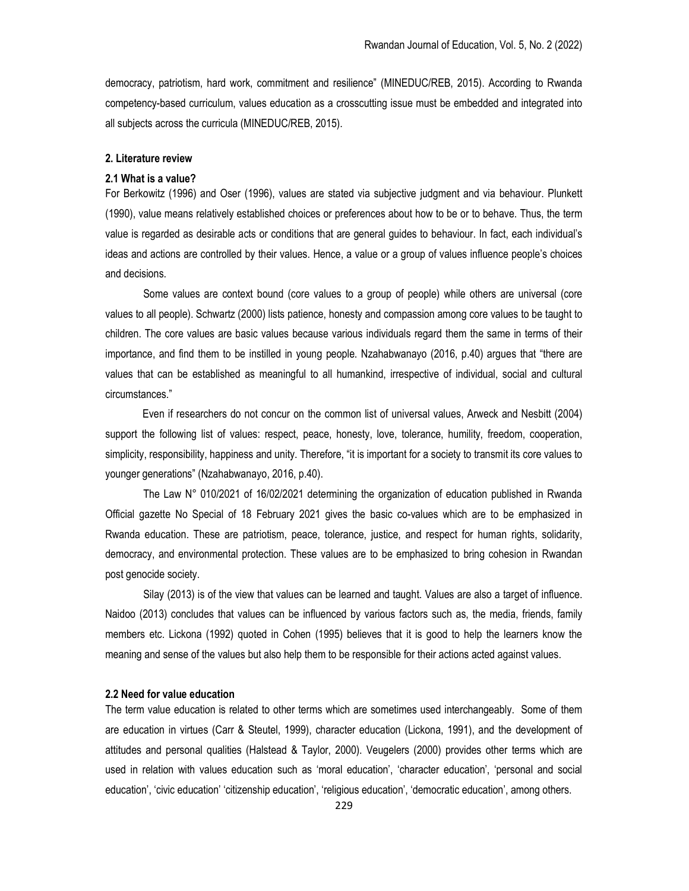democracy, patriotism, hard work, commitment and resilience" (MINEDUC/REB, 2015). According to Rwanda competency-based curriculum, values education as a crosscutting issue must be embedded and integrated into all subjects across the curricula (MINEDUC/REB, 2015).

## 2. Literature review

### 2.1 What is a value?

For Berkowitz (1996) and Oser (1996), values are stated via subjective judgment and via behaviour. Plunkett (1990), value means relatively established choices or preferences about how to be or to behave. Thus, the term value is regarded as desirable acts or conditions that are general guides to behaviour. In fact, each individual's ideas and actions are controlled by their values. Hence, a value or a group of values influence people's choices and decisions.

Some values are context bound (core values to a group of people) while others are universal (core values to all people). Schwartz (2000) lists patience, honesty and compassion among core values to be taught to children. The core values are basic values because various individuals regard them the same in terms of their importance, and find them to be instilled in young people. Nzahabwanayo (2016, p.40) argues that "there are values that can be established as meaningful to all humankind, irrespective of individual, social and cultural circumstances."

Even if researchers do not concur on the common list of universal values, Arweck and Nesbitt (2004) support the following list of values: respect, peace, honesty, love, tolerance, humility, freedom, cooperation, simplicity, responsibility, happiness and unity. Therefore, "it is important for a society to transmit its core values to younger generations" (Nzahabwanayo, 2016, p.40).

The Law N° 010/2021 of 16/02/2021 determining the organization of education published in Rwanda Official gazette No Special of 18 February 2021 gives the basic co-values which are to be emphasized in Rwanda education. These are patriotism, peace, tolerance, justice, and respect for human rights, solidarity, democracy, and environmental protection. These values are to be emphasized to bring cohesion in Rwandan post genocide society.

Silay (2013) is of the view that values can be learned and taught. Values are also a target of influence. Naidoo (2013) concludes that values can be influenced by various factors such as, the media, friends, family members etc. Lickona (1992) quoted in Cohen (1995) believes that it is good to help the learners know the meaning and sense of the values but also help them to be responsible for their actions acted against values.

### 2.2 Need for value education

The term value education is related to other terms which are sometimes used interchangeably. Some of them are education in virtues (Carr & Steutel, 1999), character education (Lickona, 1991), and the development of attitudes and personal qualities (Halstead & Taylor, 2000). Veugelers (2000) provides other terms which are used in relation with values education such as 'moral education', 'character education', 'personal and social education', 'civic education' 'citizenship education', 'religious education', 'democratic education', among others.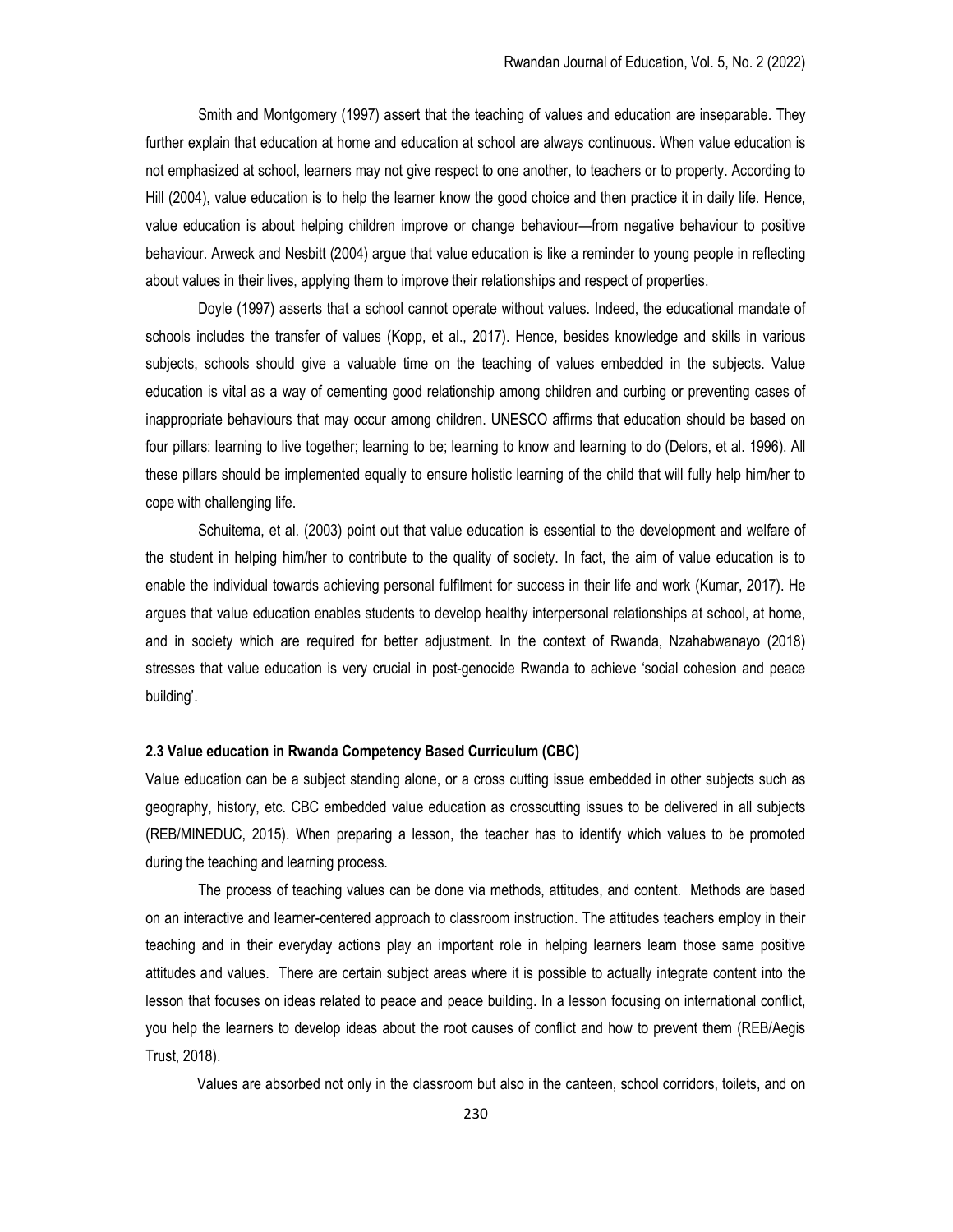Smith and Montgomery (1997) assert that the teaching of values and education are inseparable. They further explain that education at home and education at school are always continuous. When value education is not emphasized at school, learners may not give respect to one another, to teachers or to property. According to Hill (2004), value education is to help the learner know the good choice and then practice it in daily life. Hence, value education is about helping children improve or change behaviour—from negative behaviour to positive behaviour. Arweck and Nesbitt (2004) argue that value education is like a reminder to young people in reflecting about values in their lives, applying them to improve their relationships and respect of properties.

Doyle (1997) asserts that a school cannot operate without values. Indeed, the educational mandate of schools includes the transfer of values (Kopp, et al., 2017). Hence, besides knowledge and skills in various subjects, schools should give a valuable time on the teaching of values embedded in the subjects. Value education is vital as a way of cementing good relationship among children and curbing or preventing cases of inappropriate behaviours that may occur among children. UNESCO affirms that education should be based on four pillars: learning to live together; learning to be; learning to know and learning to do (Delors, et al. 1996). All these pillars should be implemented equally to ensure holistic learning of the child that will fully help him/her to cope with challenging life.

Schuitema, et al. (2003) point out that value education is essential to the development and welfare of the student in helping him/her to contribute to the quality of society. In fact, the aim of value education is to enable the individual towards achieving personal fulfilment for success in their life and work (Kumar, 2017). He argues that value education enables students to develop healthy interpersonal relationships at school, at home, and in society which are required for better adjustment. In the context of Rwanda, Nzahabwanayo (2018) stresses that value education is very crucial in post-genocide Rwanda to achieve 'social cohesion and peace building'.

### 2.3 Value education in Rwanda Competency Based Curriculum (CBC)

Value education can be a subject standing alone, or a cross cutting issue embedded in other subjects such as geography, history, etc. CBC embedded value education as crosscutting issues to be delivered in all subjects (REB/MINEDUC, 2015). When preparing a lesson, the teacher has to identify which values to be promoted during the teaching and learning process.

The process of teaching values can be done via methods, attitudes, and content. Methods are based on an interactive and learner-centered approach to classroom instruction. The attitudes teachers employ in their teaching and in their everyday actions play an important role in helping learners learn those same positive attitudes and values. There are certain subject areas where it is possible to actually integrate content into the lesson that focuses on ideas related to peace and peace building. In a lesson focusing on international conflict, you help the learners to develop ideas about the root causes of conflict and how to prevent them (REB/Aegis Trust, 2018).

Values are absorbed not only in the classroom but also in the canteen, school corridors, toilets, and on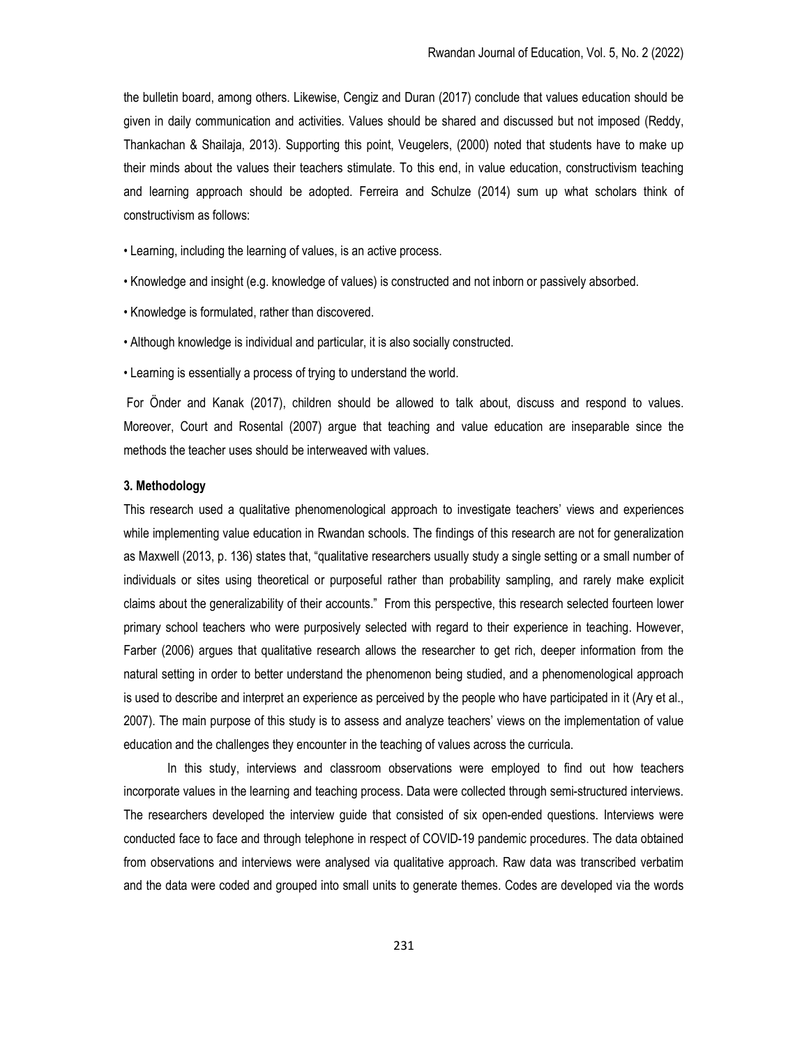the bulletin board, among others. Likewise, Cengiz and Duran (2017) conclude that values education should be given in daily communication and activities. Values should be shared and discussed but not imposed (Reddy, Thankachan & Shailaja, 2013). Supporting this point, Veugelers, (2000) noted that students have to make up their minds about the values their teachers stimulate. To this end, in value education, constructivism teaching and learning approach should be adopted. Ferreira and Schulze (2014) sum up what scholars think of constructivism as follows:

- Learning, including the learning of values, is an active process.
- Knowledge and insight (e.g. knowledge of values) is constructed and not inborn or passively absorbed.
- Knowledge is formulated, rather than discovered.
- Although knowledge is individual and particular, it is also socially constructed.
- Learning is essentially a process of trying to understand the world.

For Önder and Kanak (2017), children should be allowed to talk about, discuss and respond to values. Moreover, Court and Rosental (2007) argue that teaching and value education are inseparable since the methods the teacher uses should be interweaved with values.

### 3. Methodology

This research used a qualitative phenomenological approach to investigate teachers' views and experiences while implementing value education in Rwandan schools. The findings of this research are not for generalization as Maxwell (2013, p. 136) states that, "qualitative researchers usually study a single setting or a small number of individuals or sites using theoretical or purposeful rather than probability sampling, and rarely make explicit claims about the generalizability of their accounts." From this perspective, this research selected fourteen lower primary school teachers who were purposively selected with regard to their experience in teaching. However, Farber (2006) argues that qualitative research allows the researcher to get rich, deeper information from the natural setting in order to better understand the phenomenon being studied, and a phenomenological approach is used to describe and interpret an experience as perceived by the people who have participated in it (Ary et al., 2007). The main purpose of this study is to assess and analyze teachers' views on the implementation of value education and the challenges they encounter in the teaching of values across the curricula.

In this study, interviews and classroom observations were employed to find out how teachers incorporate values in the learning and teaching process. Data were collected through semi-structured interviews. The researchers developed the interview guide that consisted of six open-ended questions. Interviews were conducted face to face and through telephone in respect of COVID-19 pandemic procedures. The data obtained from observations and interviews were analysed via qualitative approach. Raw data was transcribed verbatim and the data were coded and grouped into small units to generate themes. Codes are developed via the words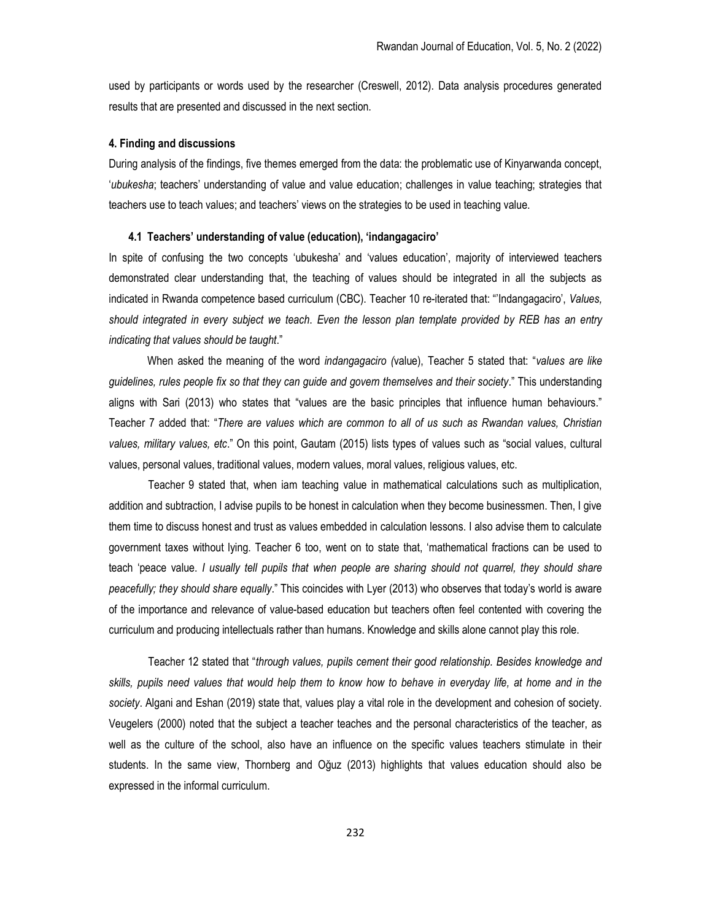used by participants or words used by the researcher (Creswell, 2012). Data analysis procedures generated results that are presented and discussed in the next section.

#### 4. Finding and discussions

During analysis of the findings, five themes emerged from the data: the problematic use of Kinyarwanda concept, '*ubukesha*'; teachers' understanding of value and value education; challenges in value teaching; strategies that teachers use to teach values; and teachers' views on the strategies to be used in teaching value.

#### 4.1 Teachers' understanding of value (education), 'indangagaciro'

In spite of confusing the two concepts 'ubukesha' and 'values education', majority of interviewed teachers demonstrated clear understanding that, the teaching of values should be integrated in all the subjects as indicated in Rwanda competence based curriculum (CBC). Teacher 10 re-iterated that: "'Indangagaciro', *Values, should integrated in every subject we teach*. *Even the lesson plan template provided by REB has an entry indicating that values should be taught*."

When asked the meaning of the word *indangagaciro (*value), Teacher 5 stated that: "*values are like guidelines, rules people fix so that they can guide and govern themselves and their society*." This understanding aligns with Sari (2013) who states that "values are the basic principles that influence human behaviours." Teacher 7 added that: "*There are values which are common to all of us such as Rwandan values, Christian values, military values, etc*." On this point, Gautam (2015) lists types of values such as "social values, cultural values, personal values, traditional values, modern values, moral values, religious values, etc.

Teacher 9 stated that, when iam teaching value in mathematical calculations such as multiplication, addition and subtraction, I advise pupils to be honest in calculation when they become businessmen. Then, I give them time to discuss honest and trust as values embedded in calculation lessons. I also advise them to calculate government taxes without lying. Teacher 6 too, went on to state that, 'mathematical fractions can be used to teach 'peace value. *I usually tell pupils that when people are sharing should not quarrel, they should share peacefully; they should share equally*." This coincides with Lyer (2013) who observes that today's world is aware of the importance and relevance of value-based education but teachers often feel contented with covering the curriculum and producing intellectuals rather than humans. Knowledge and skills alone cannot play this role.

Teacher 12 stated that "*through values, pupils cement their good relationship. Besides knowledge and skills, pupils need values that would help them to know how to behave in everyday life, at home and in the society*. Algani and Eshan (2019) state that, values play a vital role in the development and cohesion of society. Veugelers (2000) noted that the subject a teacher teaches and the personal characteristics of the teacher, as well as the culture of the school, also have an influence on the specific values teachers stimulate in their students. In the same view, Thornberg and Oğuz (2013) highlights that values education should also be expressed in the informal curriculum.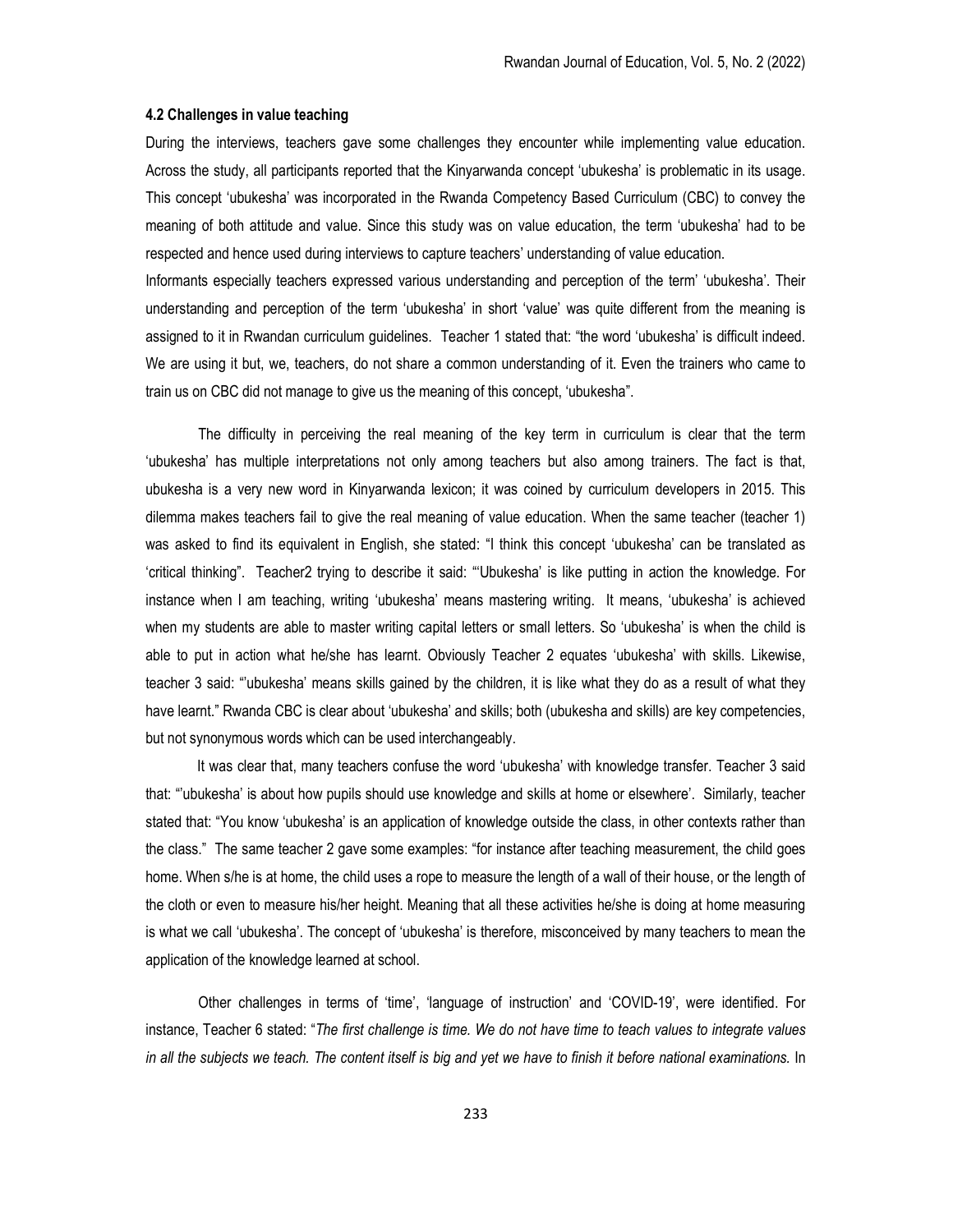#### 4.2 Challenges in value teaching

During the interviews, teachers gave some challenges they encounter while implementing value education. Across the study, all participants reported that the Kinyarwanda concept 'ubukesha' is problematic in its usage. This concept 'ubukesha' was incorporated in the Rwanda Competency Based Curriculum (CBC) to convey the meaning of both attitude and value. Since this study was on value education, the term 'ubukesha' had to be respected and hence used during interviews to capture teachers' understanding of value education.

Informants especially teachers expressed various understanding and perception of the term' 'ubukesha'. Their understanding and perception of the term 'ubukesha' in short 'value' was quite different from the meaning is assigned to it in Rwandan curriculum guidelines. Teacher 1 stated that: "the word 'ubukesha' is difficult indeed. We are using it but, we, teachers, do not share a common understanding of it. Even the trainers who came to train us on CBC did not manage to give us the meaning of this concept, 'ubukesha".

The difficulty in perceiving the real meaning of the key term in curriculum is clear that the term 'ubukesha' has multiple interpretations not only among teachers but also among trainers. The fact is that, ubukesha is a very new word in Kinyarwanda lexicon; it was coined by curriculum developers in 2015. This dilemma makes teachers fail to give the real meaning of value education. When the same teacher (teacher 1) was asked to find its equivalent in English, she stated: "I think this concept 'ubukesha' can be translated as 'critical thinking". Teacher2 trying to describe it said: "'Ubukesha' is like putting in action the knowledge. For instance when I am teaching, writing 'ubukesha' means mastering writing. It means, 'ubukesha' is achieved when my students are able to master writing capital letters or small letters. So 'ubukesha' is when the child is able to put in action what he/she has learnt. Obviously Teacher 2 equates 'ubukesha' with skills. Likewise, teacher 3 said: "'ubukesha' means skills gained by the children, it is like what they do as a result of what they have learnt." Rwanda CBC is clear about 'ubukesha' and skills; both (ubukesha and skills) are key competencies, but not synonymous words which can be used interchangeably.

It was clear that, many teachers confuse the word 'ubukesha' with knowledge transfer. Teacher 3 said that: "'ubukesha' is about how pupils should use knowledge and skills at home or elsewhere'. Similarly, teacher stated that: "You know 'ubukesha' is an application of knowledge outside the class, in other contexts rather than the class." The same teacher 2 gave some examples: "for instance after teaching measurement, the child goes home. When s/he is at home, the child uses a rope to measure the length of a wall of their house, or the length of the cloth or even to measure his/her height. Meaning that all these activities he/she is doing at home measuring is what we call 'ubukesha'. The concept of 'ubukesha' is therefore, misconceived by many teachers to mean the application of the knowledge learned at school.

Other challenges in terms of 'time', 'language of instruction' and 'COVID-19', were identified. For instance, Teacher 6 stated: "*The first challenge is time. We do not have time to teach values to integrate values in all the subjects we teach. The content itself is big and yet we have to finish it before national examinations.* In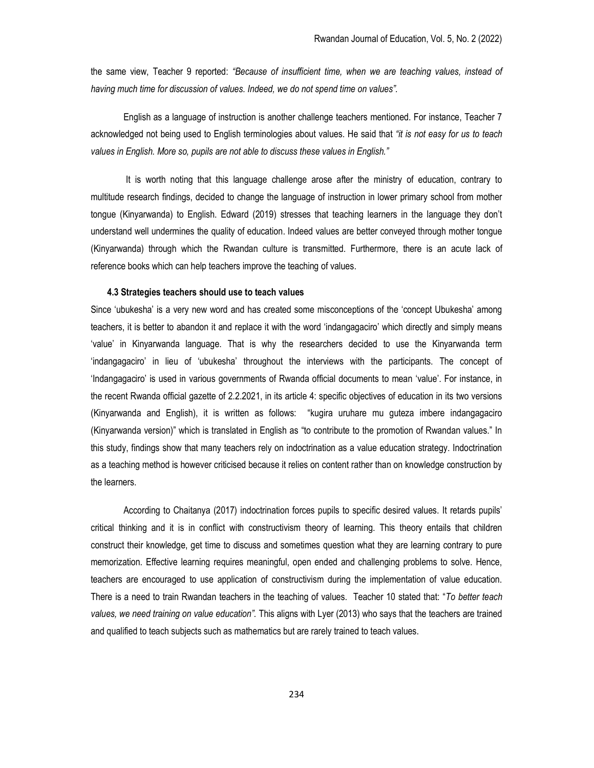the same view, Teacher 9 reported: *"Because of insufficient time, when we are teaching values, instead of having much time for discussion of values. Indeed, we do not spend time on values"*.

English as a language of instruction is another challenge teachers mentioned. For instance, Teacher 7 acknowledged not being used to English terminologies about values. He said that *"it is not easy for us to teach values in English. More so, pupils are not able to discuss these values in English."*

It is worth noting that this language challenge arose after the ministry of education, contrary to multitude research findings, decided to change the language of instruction in lower primary school from mother tongue (Kinyarwanda) to English. Edward (2019) stresses that teaching learners in the language they don't understand well undermines the quality of education. Indeed values are better conveyed through mother tongue (Kinyarwanda) through which the Rwandan culture is transmitted. Furthermore, there is an acute lack of reference books which can help teachers improve the teaching of values.

### 4.3 Strategies teachers should use to teach values

Since 'ubukesha' is a very new word and has created some misconceptions of the 'concept Ubukesha' among teachers, it is better to abandon it and replace it with the word 'indangagaciro' which directly and simply means 'value' in Kinyarwanda language. That is why the researchers decided to use the Kinyarwanda term 'indangagaciro' in lieu of 'ubukesha' throughout the interviews with the participants. The concept of 'Indangagaciro' is used in various governments of Rwanda official documents to mean 'value'. For instance, in the recent Rwanda official gazette of 2.2.2021, in its article 4: specific objectives of education in its two versions (Kinyarwanda and English), it is written as follows: "kugira uruhare mu guteza imbere indangagaciro (Kinyarwanda version)" which is translated in English as "to contribute to the promotion of Rwandan values." In this study, findings show that many teachers rely on indoctrination as a value education strategy. Indoctrination as a teaching method is however criticised because it relies on content rather than on knowledge construction by the learners.

According to Chaitanya (2017) indoctrination forces pupils to specific desired values. It retards pupils' critical thinking and it is in conflict with constructivism theory of learning. This theory entails that children construct their knowledge, get time to discuss and sometimes question what they are learning contrary to pure memorization. Effective learning requires meaningful, open ended and challenging problems to solve. Hence, teachers are encouraged to use application of constructivism during the implementation of value education. There is a need to train Rwandan teachers in the teaching of values. Teacher 10 stated that: "*To better teach values, we need training on value education"*. This aligns with Lyer (2013) who says that the teachers are trained and qualified to teach subjects such as mathematics but are rarely trained to teach values.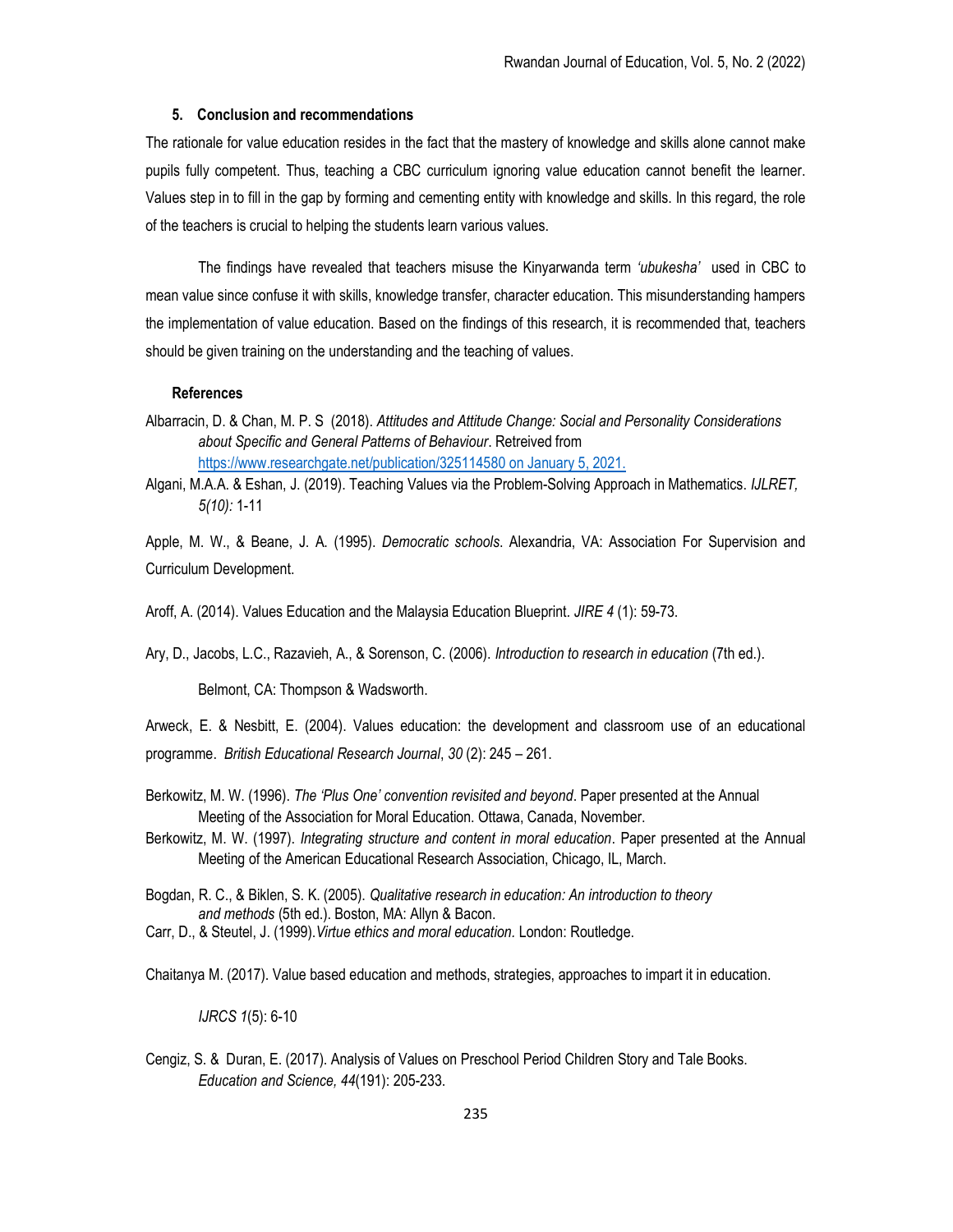## 5. Conclusion and recommendations

The rationale for value education resides in the fact that the mastery of knowledge and skills alone cannot make pupils fully competent. Thus, teaching a CBC curriculum ignoring value education cannot benefit the learner. Values step in to fill in the gap by forming and cementing entity with knowledge and skills. In this regard, the role of the teachers is crucial to helping the students learn various values.

The findings have revealed that teachers misuse the Kinyarwanda term *'ubukesha'* used in CBC to mean value since confuse it with skills, knowledge transfer, character education. This misunderstanding hampers the implementation of value education. Based on the findings of this research, it is recommended that, teachers should be given training on the understanding and the teaching of values.

### References

Albarracin, D. & Chan, M. P. S (2018). *Attitudes and Attitude Change: Social and Personality Considerations about Specific and General Patterns of Behaviour*. Retreived from https://www.researchgate.net/publication/325114580 on January 5, 2021.

Algani, M.A.A. & Eshan, J. (2019). Teaching Values via the Problem-Solving Approach in Mathematics. *IJLRET, 5(10):* 1-11

Apple, M. W., & Beane, J. A. (1995). *Democratic schools*. Alexandria, VA: Association For Supervision and Curriculum Development.

Aroff, A. (2014). Values Education and the Malaysia Education Blueprint. *JIRE 4* (1): 59-73.

Ary, D., Jacobs, L.C., Razavieh, A., & Sorenson, C. (2006). *Introduction to research in education* (7th ed.).

Belmont, CA: Thompson & Wadsworth.

Arweck, E. & Nesbitt, E. (2004). Values education: the development and classroom use of an educational programme. *British Educational Research Journal*, *30* (2): 245 – 261.

Berkowitz, M. W. (1996). *The 'Plus One' convention revisited and beyond*. Paper presented at the Annual Meeting of the Association for Moral Education. Ottawa, Canada, November.

Berkowitz, M. W. (1997). *Integrating structure and content in moral education*. Paper presented at the Annual Meeting of the American Educational Research Association, Chicago, IL, March.

Bogdan, R. C., & Biklen, S. K. (2005). *Qualitative research in education: An introduction to theory and methods* (5th ed.). Boston, MA: Allyn & Bacon.

Carr, D., & Steutel, J. (1999).*Virtue ethics and moral education.* London: Routledge.

Chaitanya M. (2017). Value based education and methods, strategies, approaches to impart it in education.

*IJRCS 1*(5): 6-10

Cengiz, S. & Duran, E. (2017). Analysis of Values on Preschool Period Children Story and Tale Books. *Education and Science, 44*(191): 205-233.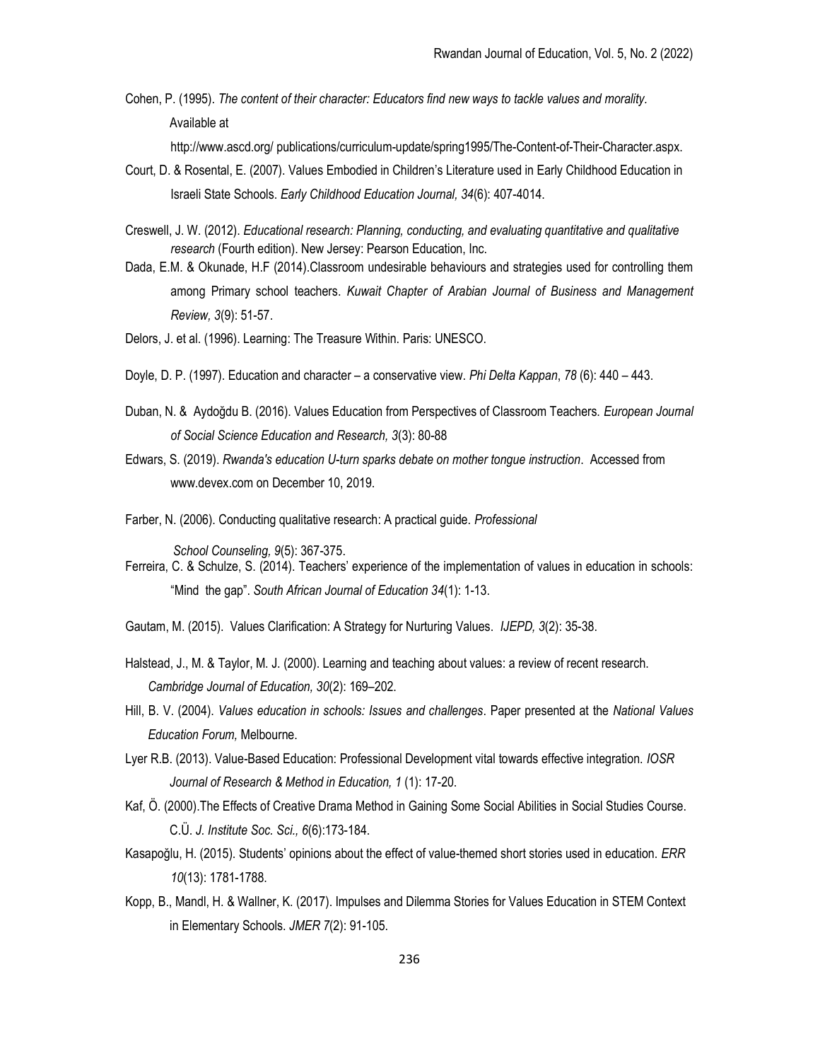Cohen, P. (1995). *The content of their character: Educators find new ways to tackle values and morality*. Available at http://www.ascd.org/ publications/curriculum-update/spring1995/The-Content-of-Their-Character.aspx.

Court, D. & Rosental, E. (2007). Values Embodied in Children's Literature used in Early Childhood Education in Israeli State Schools. *Early Childhood Education Journal, 34*(6): 407-4014.

Creswell, J. W. (2012). *Educational research: Planning, conducting, and evaluating quantitative and qualitative research* (Fourth edition). New Jersey: Pearson Education, Inc.

Dada, E.M. & Okunade, H.F (2014).Classroom undesirable behaviours and strategies used for controlling them among Primary school teachers. *Kuwait Chapter of Arabian Journal of Business and Management Review, 3*(9): 51-57.

Delors, J. et al. (1996). Learning: The Treasure Within. Paris: UNESCO.

Doyle, D. P. (1997). Education and character – a conservative view. *Phi Delta Kappan*, *78* (6): 440 – 443.

Duban, N. & Aydoğdu B. (2016). Values Education from Perspectives of Classroom Teachers*. European Journal of Social Science Education and Research, 3*(3): 80-88

Edwars, S. (2019). *Rwanda's education U-turn sparks debate on mother tongue instruction*. Accessed from www.devex.com on December 10, 2019.

Farber, N. (2006). Conducting qualitative research: A practical guide. *Professional School Counseling, 9*(5): 367-375.

Ferreira, C. & Schulze, S. (2014). Teachers' experience of the implementation of values in education in schools: "Mind the gap". *South African Journal of Education 34*(1): 1-13.

Gautam, M. (2015). Values Clarification: A Strategy for Nurturing Values. *IJEPD, 3*(2): 35-38.

Halstead, J., M. & Taylor, M. J. (2000). Learning and teaching about values: a review of recent research. *Cambridge Journal of Education, 30*(2): 169–202.

Hill, B. V. (2004). *Values education in schools: Issues and challenges*. Paper presented at the *National Values Education Forum,* Melbourne.

Lyer R.B. (2013). Value-Based Education: Professional Development vital towards effective integration. *IOSR Journal of Research & Method in Education, 1* (1): 17-20.

Kaf, Ö. (2000).The Effects of Creative Drama Method in Gaining Some Social Abilities in Social Studies Course. C.Ü. *J. Institute Soc. Sci., 6*(6):173-184.

Kasapoğlu, H. (2015). Students' opinions about the effect of value-themed short stories used in education. *ERR 10*(13): 1781-1788.

Kopp, B., Mandl, H. & Wallner, K. (2017). Impulses and Dilemma Stories for Values Education in STEM Context in Elementary Schools. *JMER 7*(2): 91-105.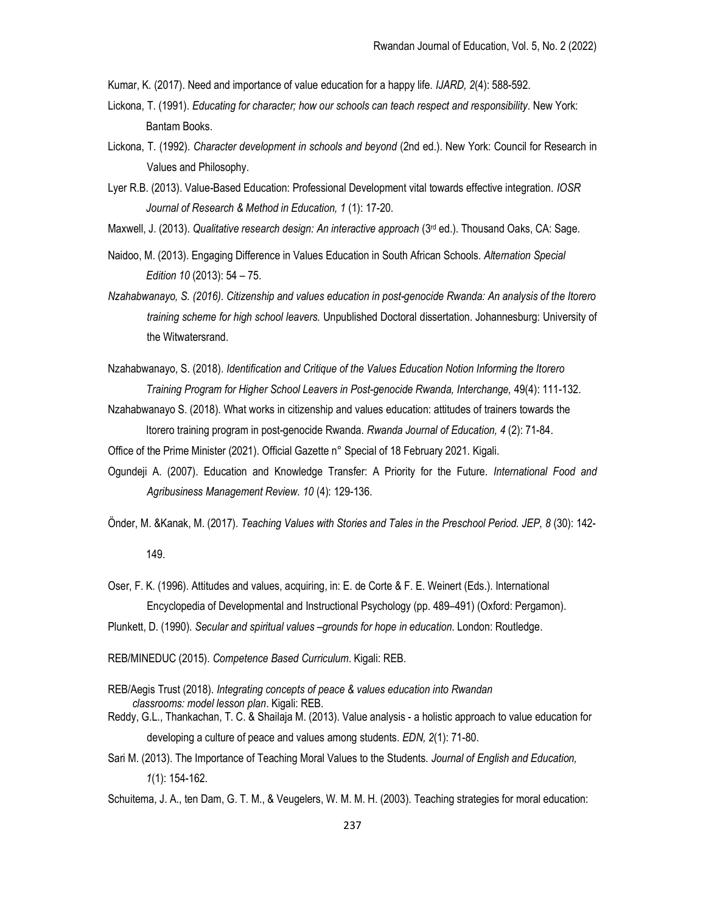Kumar, K. (2017). Need and importance of value education for a happy life. *IJARD, 2*(4): 588-592.

Lickona, T. (1991). *Educating for character; how our schools can teach respect and responsibility*. New York: Bantam Books.

Lickona, T. (1992). *Character development in schools and beyond* (2nd ed.). New York: Council for Research in Values and Philosophy.

Lyer R.B. (2013). Value-Based Education: Professional Development vital towards effective integration. *IOSR Journal of Research & Method in Education, 1* (1): 17-20.

Maxwell, J. (2013). *Qualitative research design: An interactive approach* (3rd ed.). Thousand Oaks, CA: Sage.

Naidoo, M. (2013). Engaging Difference in Values Education in South African Schools. *Alternation Special Edition 10* (2013): 54 – 75.

*Nzahabwanayo, S. (2016). Citizenship and values education in post-genocide Rwanda: An analysis of the Itorero training scheme for high school leavers.* Unpublished Doctoral dissertation. Johannesburg: University of the Witwatersrand.

Nzahabwanayo, S. (2018). *Identification and Critique of the Values Education Notion Informing the Itorero Training Program for Higher School Leavers in Post-genocide Rwanda, Interchange,* 49(4): 111-132.

Nzahabwanayo S. (2018). What works in citizenship and values education: attitudes of trainers towards the Itorero training program in post-genocide Rwanda. *Rwanda Journal of Education, 4* (2): 71-84.

Office of the Prime Minister (2021). Official Gazette n° Special of 18 February 2021. Kigali.

Ogundeji A. (2007). Education and Knowledge Transfer: A Priority for the Future. *International Food and Agribusiness Management Review. 10* (4): 129-136.

Önder, M. &Kanak, M. (2017). *Teaching Values with Stories and Tales in the Preschool Period. JEP, 8* (30): 142-149.

Oser, F. K. (1996). Attitudes and values, acquiring, in: E. de Corte & F. E. Weinert (Eds.). International Encyclopedia of Developmental and Instructional Psychology (pp. 489–491) (Oxford: Pergamon).

Plunkett, D. (1990). *Secular and spiritual values –grounds for hope in education.* London: Routledge.

REB/MINEDUC (2015). *Competence Based Curriculum*. Kigali: REB.

REB/Aegis Trust (2018). *Integrating concepts of peace & values education into Rwandan classrooms: model lesson plan*. Kigali: REB.

Reddy, G.L., Thankachan, T. C. & Shailaja M. (2013). Value analysis - a holistic approach to value education for developing a culture of peace and values among students. *EDN, 2*(1): 71-80.

Sari M. (2013). The Importance of Teaching Moral Values to the Students. *Journal of English and Education, 1*(1): 154-162.

Schuitema, J. A., ten Dam, G. T. M., & Veugelers, W. M. M. H. (2003). Teaching strategies for moral education: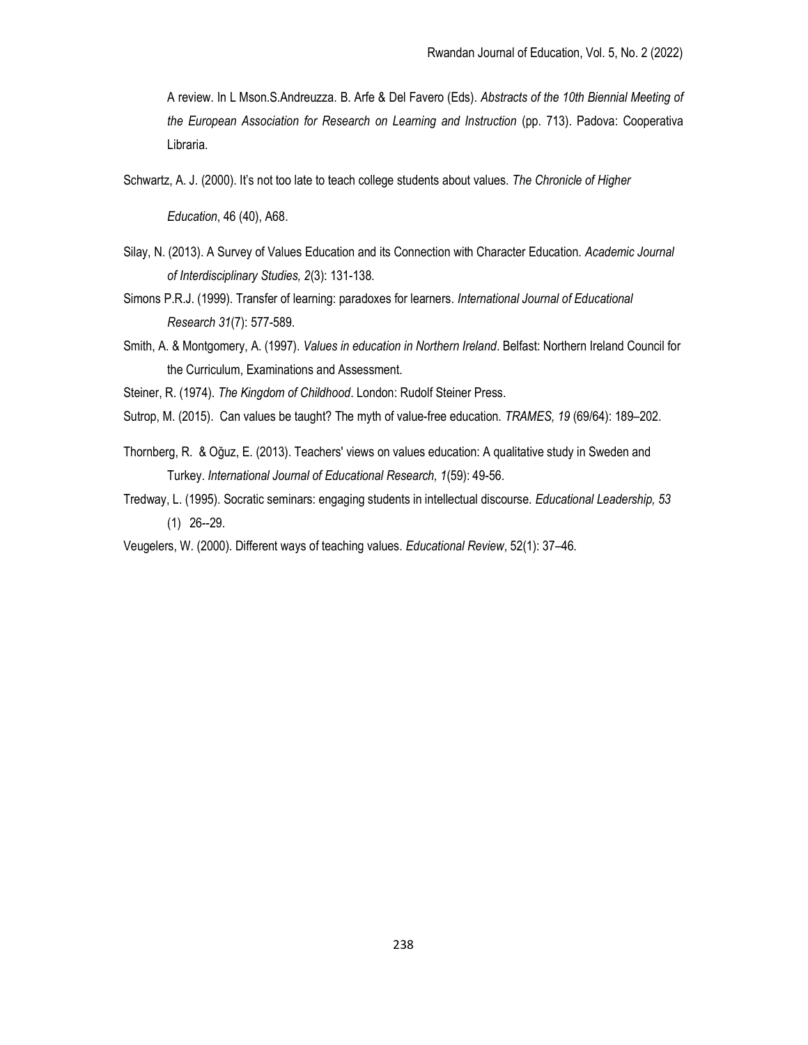A review. In L Mson.S.Andreuzza. B. Arfe & Del Favero (Eds). *Abstracts of the 10th Biennial Meeting of the European Association for Research on Learning and Instruction* (pp. 713). Padova: Cooperativa Libraria.

Schwartz, A. J. (2000). It's not too late to teach college students about values. *The Chronicle of Higher Education*, 46 (40), A68.

Silay, N. (2013). A Survey of Values Education and its Connection with Character Education. *Academic Journal of Interdisciplinary Studies, 2*(3): 131-138.

Simons P.R.J. (1999). Transfer of learning: paradoxes for learners. *International Journal of Educational Research 31*(7): 577-589.

Smith, A. & Montgomery, A. (1997). *Values in education in Northern Ireland*. Belfast: Northern Ireland Council for the Curriculum, Examinations and Assessment.

Steiner, R. (1974). *The Kingdom of Childhood*. London: Rudolf Steiner Press.

Sutrop, M. (2015). Can values be taught? The myth of value-free education. *TRAMES, 19* (69/64): 189–202.

Thornberg, R. & Oğuz, E. (2013). Teachers' views on values education: A qualitative study in Sweden and Turkey. *International Journal of Educational Research, 1*(59): 49-56.

Tredway, L. (1995). Socratic seminars: engaging students in intellectual discourse. *Educational Leadership, 53* (1) 26--29.

Veugelers, W. (2000). Different ways of teaching values. *Educational Review*, 52(1): 37–46.